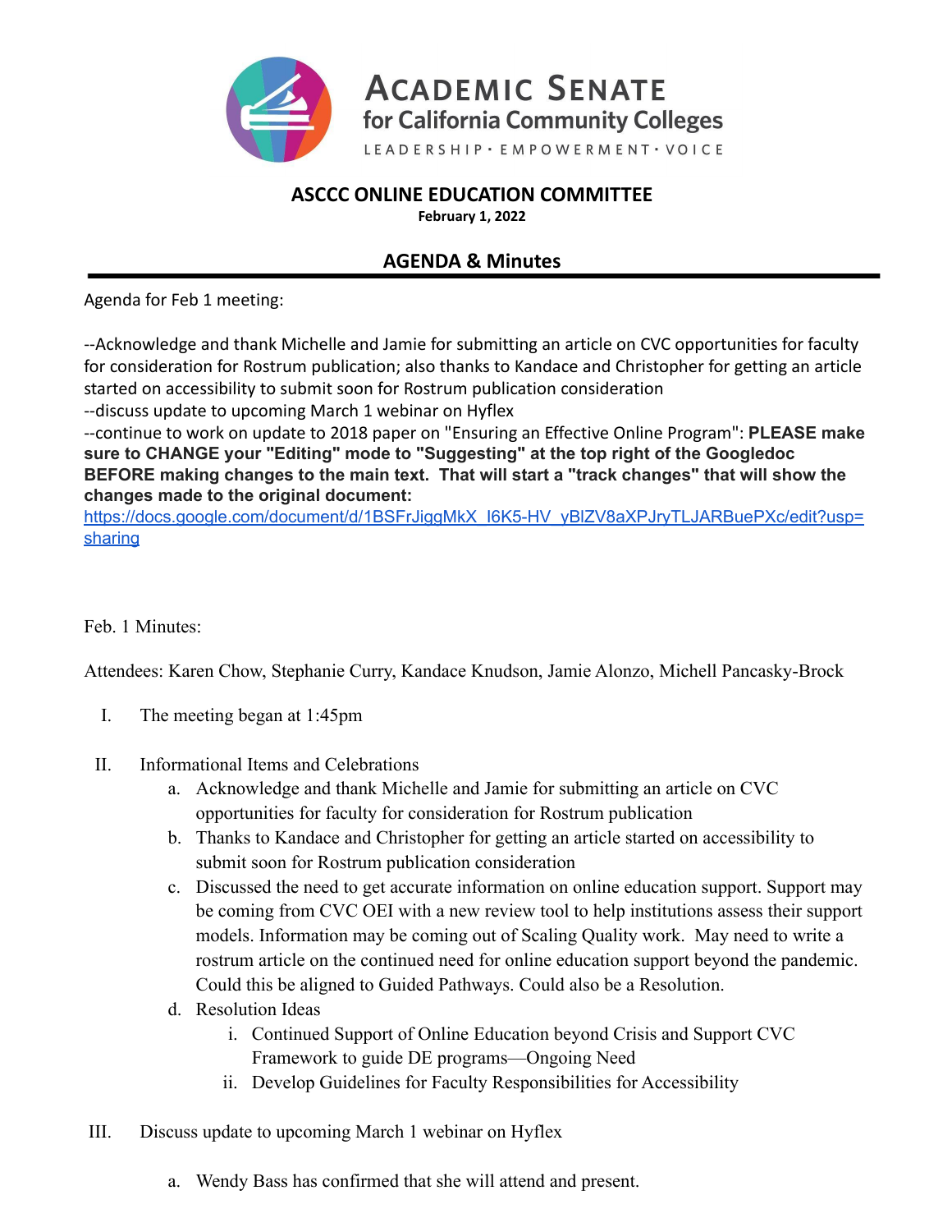# ACADEMIC SENATE for California Community Colleges

LEADERSHIP · EMPOWERMENT · VOICE

## ASCCC ONLINE EDUCATION COMMITTEE

**February 1, 2022**

## AGENDA & Minutes

Agenda for Feb 1 meeting:

--Acknowledge and thank Michelle and Jamie for submitting an article on CVC opportunities for faculty for consideration for Rostrum publication; also thanks to Kandace and Christopher for getting an article started on accessibility to submit soon for Rostrum publication consideration
--discuss update to upcoming March 1 webinar on Hyflex
--continue to work on update to 2018 paper on "Ensuring an Effective Online Program": **PLEASE make sure to CHANGE your "Editing" mode to "Suggesting" at the top right of the Googledoc BEFORE making changes to the main text. That will start a "track changes" that will show the changes made to the original document:**
[https://docs.google.com/document/d/1BSFrJiggMkX_I6K5-HV_yBlZV8aXPJryTLJARBuePXc/edit?usp=sharing](https://docs.google.com/document/d/1BSFrJiggMkX_I6K5-HV_yBlZV8aXPJryTLJARBuePXc/edit?usp=sharing)

Feb. 1 Minutes:

Attendees: Karen Chow, Stephanie Curry, Kandace Knudson, Jamie Alonzo, Michell Pancasky-Brock

I. The meeting began at 1:45pm

II. Informational Items and Celebrations
   a. Acknowledge and thank Michelle and Jamie for submitting an article on CVC opportunities for faculty for consideration for Rostrum publication
   b. Thanks to Kandace and Christopher for getting an article started on accessibility to submit soon for Rostrum publication consideration
   c. Discussed the need to get accurate information on online education support. Support may be coming from CVC OEI with a new review tool to help institutions assess their support models. Information may be coming out of Scaling Quality work. May need to write a rostrum article on the continued need for online education support beyond the pandemic. Could this be aligned to Guided Pathways. Could also be a Resolution.
   d. Resolution Ideas
      i. Continued Support of Online Education beyond Crisis and Support CVC Framework to guide DE programs—Ongoing Need
      ii. Develop Guidelines for Faculty Responsibilities for Accessibility

III. Discuss update to upcoming March 1 webinar on Hyflex
   a. Wendy Bass has confirmed that she will attend and present.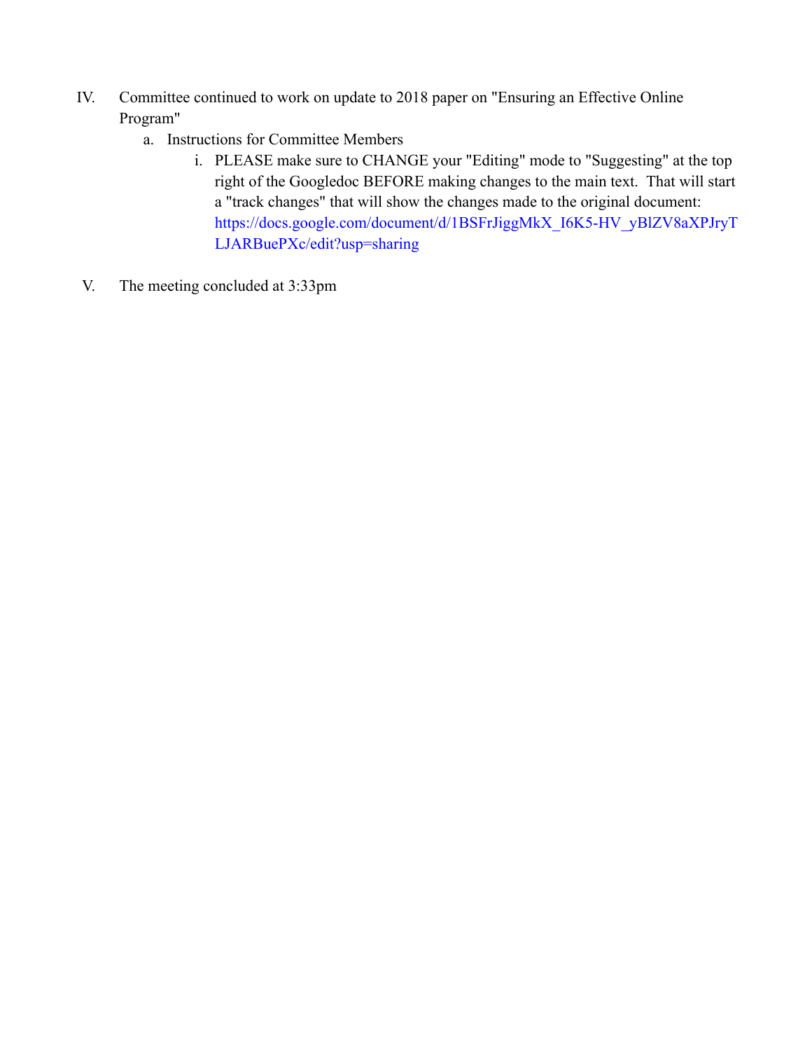IV. Committee continued to work on update to 2018 paper on "Ensuring an Effective Online Program"

   a. Instructions for Committee Members

      i. PLEASE make sure to CHANGE your "Editing" mode to "Suggesting" at the top right of the Googledoc BEFORE making changes to the main text. That will start a "track changes" that will show the changes made to the original document: https://docs.google.com/document/d/1BSFrJiggMkX_I6K5-HV_yBlZV8aXPJryTLJARBuePXc/edit?usp=sharing

V. The meeting concluded at 3:33pm